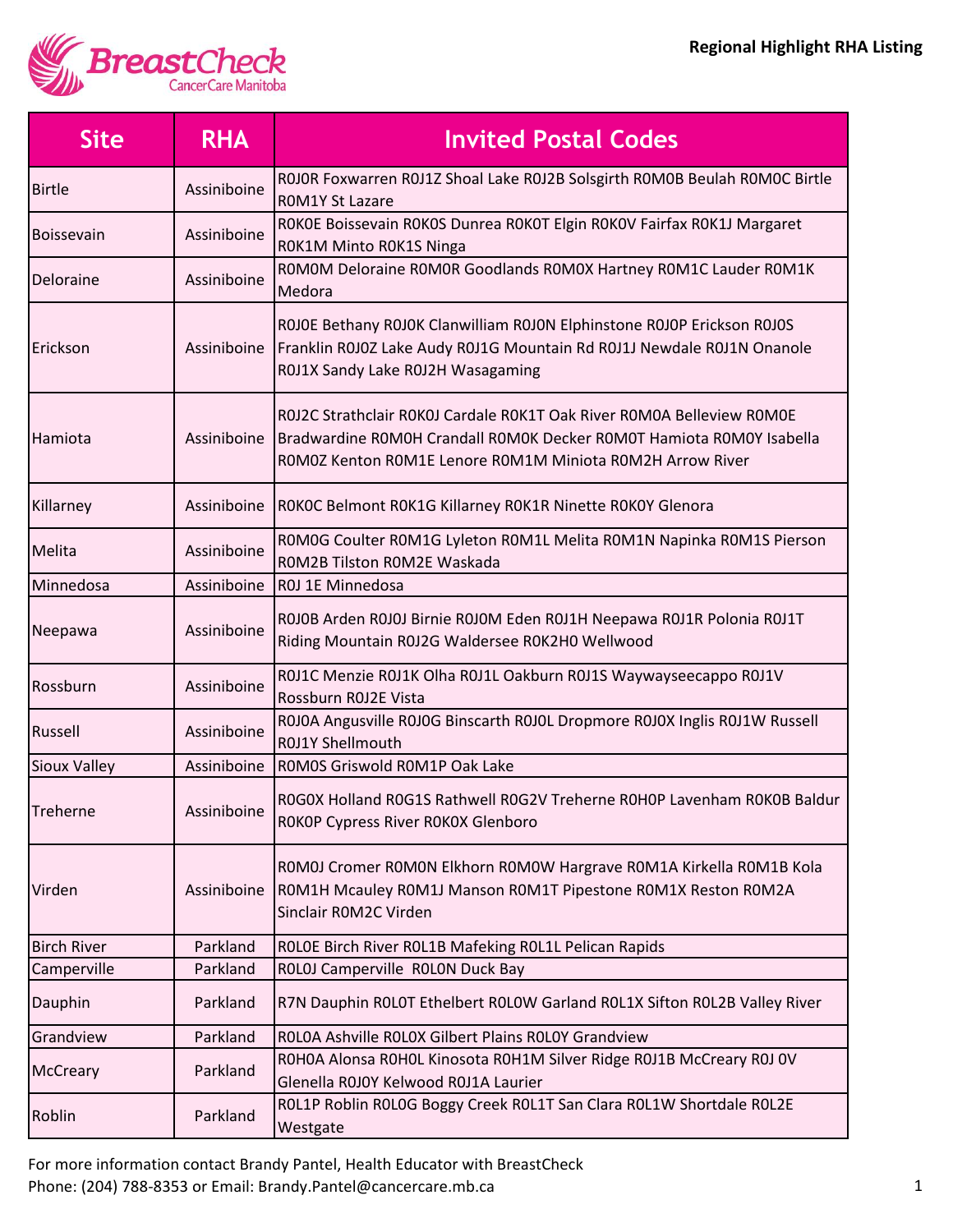# Regional Highlight RHA Listing

| Site | RHA | Invited Postal Codes |
|---|---|---|
| Birtle | Assiniboine | R0J0R Foxwarren R0J1Z Shoal Lake R0J2B Solsgirth R0M0B Beulah R0M0C Birtle R0M1Y St Lazare |
| Boissevain | Assiniboine | R0K0E Boissevain R0K0S Dunrea R0K0T Elgin R0K0V Fairfax R0K1J Margaret R0K1M Minto R0K1S Ninga |
| Deloraine | Assiniboine | R0M0M Deloraine R0M0R Goodlands R0M0X Hartney R0M1C Lauder R0M1K Medora |
| Erickson | Assiniboine | R0J0E Bethany R0J0K Clanwilliam R0J0N Elphinstone R0J0P Erickson R0J0S Franklin R0J0Z Lake Audy R0J1G Mountain Rd R0J1J Newdale R0J1N Onanole R0J1X Sandy Lake R0J2H Wasagaming |
| Hamiota | Assiniboine | R0J2C Strathclair R0K0J Cardale R0K1T Oak River R0M0A Belleview R0M0E Bradwardine R0M0H Crandall R0M0K Decker R0M0T Hamiota R0M0Y Isabella R0M0Z Kenton R0M1E Lenore R0M1M Miniota R0M2H Arrow River |
| Killarney | Assiniboine | R0K0C Belmont R0K1G Killarney R0K1R Ninette R0K0Y Glenora |
| Melita | Assiniboine | R0M0G Coulter R0M1G Lyleton R0M1L Melita R0M1N Napinka R0M1S Pierson R0M2B Tilston R0M2E Waskada |
| Minnedosa | Assiniboine | R0J 1E Minnedosa |
| Neepawa | Assiniboine | R0J0B Arden R0J0J Birnie R0J0M Eden R0J1H Neepawa R0J1R Polonia R0J1T Riding Mountain R0J2G Waldersee R0K2H0 Wellwood |
| Rossburn | Assiniboine | R0J1C Menzie R0J1K Olha R0J1L Oakburn R0J1S Waywayseecappo R0J1V Rossburn R0J2E Vista |
| Russell | Assiniboine | R0J0A Angusville R0J0G Binscarth R0J0L Dropmore R0J0X Inglis R0J1W Russell R0J1Y Shellmouth |
| Sioux Valley | Assiniboine | R0M0S Griswold R0M1P Oak Lake |
| Treherne | Assiniboine | R0G0X Holland R0G1S Rathwell R0G2V Treherne R0H0P Lavenham R0K0B Baldur R0K0P Cypress River R0K0X Glenboro |
| Virden | Assiniboine | R0M0J Cromer R0M0N Elkhorn R0M0W Hargrave R0M1A Kirkella R0M1B Kola R0M1H Mcauley R0M1J Manson R0M1T Pipestone R0M1X Reston R0M2A Sinclair R0M2C Virden |
| Birch River | Parkland | R0L0E Birch River R0L1B Mafeking R0L1L Pelican Rapids |
| Camperville | Parkland | R0L0J Camperville R0L0N Duck Bay |
| Dauphin | Parkland | R7N Dauphin R0L0T Ethelbert R0L0W Garland R0L1X Sifton R0L2B Valley River |
| Grandview | Parkland | R0L0A Ashville R0L0X Gilbert Plains R0L0Y Grandview |
| McCreary | Parkland | R0H0A Alonsa R0H0L Kinosota R0H1M Silver Ridge R0J1B McCreary R0J 0V Glenella R0J0Y Kelwood R0J1A Laurier |
| Roblin | Parkland | R0L1P Roblin R0L0G Boggy Creek R0L1T San Clara R0L1W Shortdale R0L2E Westgate |

For more information contact Brandy Pantel, Health Educator with BreastCheck
Phone: (204) 788-8353 or Email: Brandy.Pantel@cancercare.mb.ca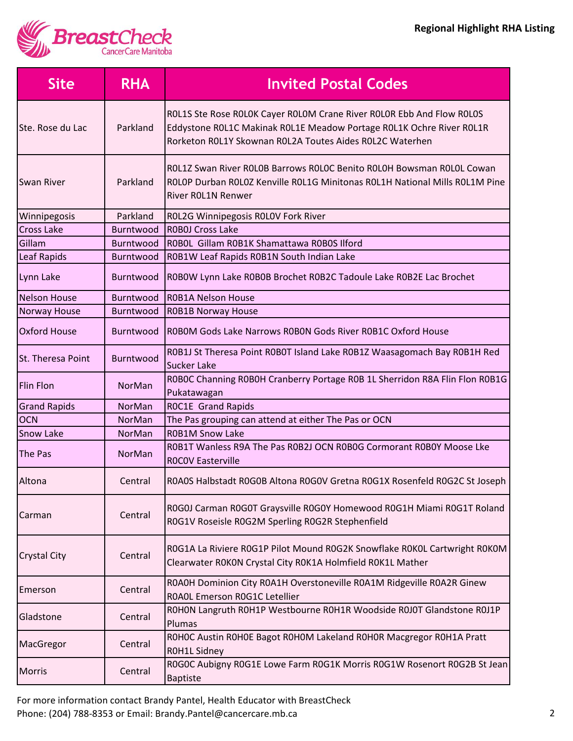**Regional Highlight RHA Listing**

| Site | RHA | Invited Postal Codes |
|---|---|---|
| Ste. Rose du Lac | Parkland | R0L1S Ste Rose R0L0K Cayer R0L0M Crane River R0L0R Ebb And Flow R0L0S Eddystone R0L1C Makinak R0L1E Meadow Portage R0L1K Ochre River R0L1R Rorketon R0L1Y Skownan R0L2A Toutes Aides R0L2C Waterhen |
| Swan River | Parkland | R0L1Z Swan River R0L0B Barrows R0L0C Benito R0L0H Bowsman R0L0L Cowan R0L0P Durban R0L0Z Kenville R0L1G Minitonas R0L1H National Mills R0L1M Pine River R0L1N Renwer |
| Winnipegosis | Parkland | R0L2G Winnipegosis R0L0V Fork River |
| Cross Lake | Burntwood | R0B0J Cross Lake |
| Gillam | Burntwood | R0B0L Gillam R0B1K Shamattawa R0B0S Ilford |
| Leaf Rapids | Burntwood | R0B1W Leaf Rapids R0B1N South Indian Lake |
| Lynn Lake | Burntwood | R0B0W Lynn Lake R0B0B Brochet R0B2C Tadoule Lake R0B2E Lac Brochet |
| Nelson House | Burntwood | R0B1A Nelson House |
| Norway House | Burntwood | R0B1B Norway House |
| Oxford House | Burntwood | R0B0M Gods Lake Narrows R0B0N Gods River R0B1C Oxford House |
| St. Theresa Point | Burntwood | R0B1J St Theresa Point R0B0T Island Lake R0B1Z Waasagomach Bay R0B1H Red Sucker Lake |
| Flin Flon | NorMan | R0B0C Channing R0B0H Cranberry Portage R0B 1L Sherridon R8A Flin Flon R0B1G Pukatawagan |
| Grand Rapids | NorMan | R0C1E Grand Rapids |
| OCN | NorMan | The Pas grouping can attend at either The Pas or OCN |
| Snow Lake | NorMan | R0B1M Snow Lake |
| The Pas | NorMan | R0B1T Wanless R9A The Pas R0B2J OCN R0B0G Cormorant R0B0Y Moose Lke R0C0V Easterville |
| Altona | Central | R0A0S Halbstadt R0G0B Altona R0G0V Gretna R0G1X Rosenfeld R0G2C St Joseph |
| Carman | Central | R0G0J Carman R0G0T Graysville R0G0Y Homewood R0G1H Miami R0G1T Roland R0G1V Roseisle R0G2M Sperling R0G2R Stephenfield |
| Crystal City | Central | R0G1A La Riviere R0G1P Pilot Mound R0G2K Snowflake R0K0L Cartwright R0K0M Clearwater R0K0N Crystal City R0K1A Holmfield R0K1L Mather |
| Emerson | Central | R0A0H Dominion City R0A1H Overstoneville R0A1M Ridgeville R0A2R Ginew R0A0L Emerson R0G1C Letellier |
| Gladstone | Central | R0H0N Langruth R0H1P Westbourne R0H1R Woodside R0J0T Glandstone R0J1P Plumas |
| MacGregor | Central | R0H0C Austin R0H0E Bagot R0H0M Lakeland R0H0R Macgregor R0H1A Pratt R0H1L Sidney |
| Morris | Central | R0G0C Aubigny R0G1E Lowe Farm R0G1K Morris R0G1W Rosenort R0G2B St Jean Baptiste |

For more information contact Brandy Pantel, Health Educator with BreastCheck
Phone: (204) 788-8353 or Email: Brandy.Pantel@cancercare.mb.ca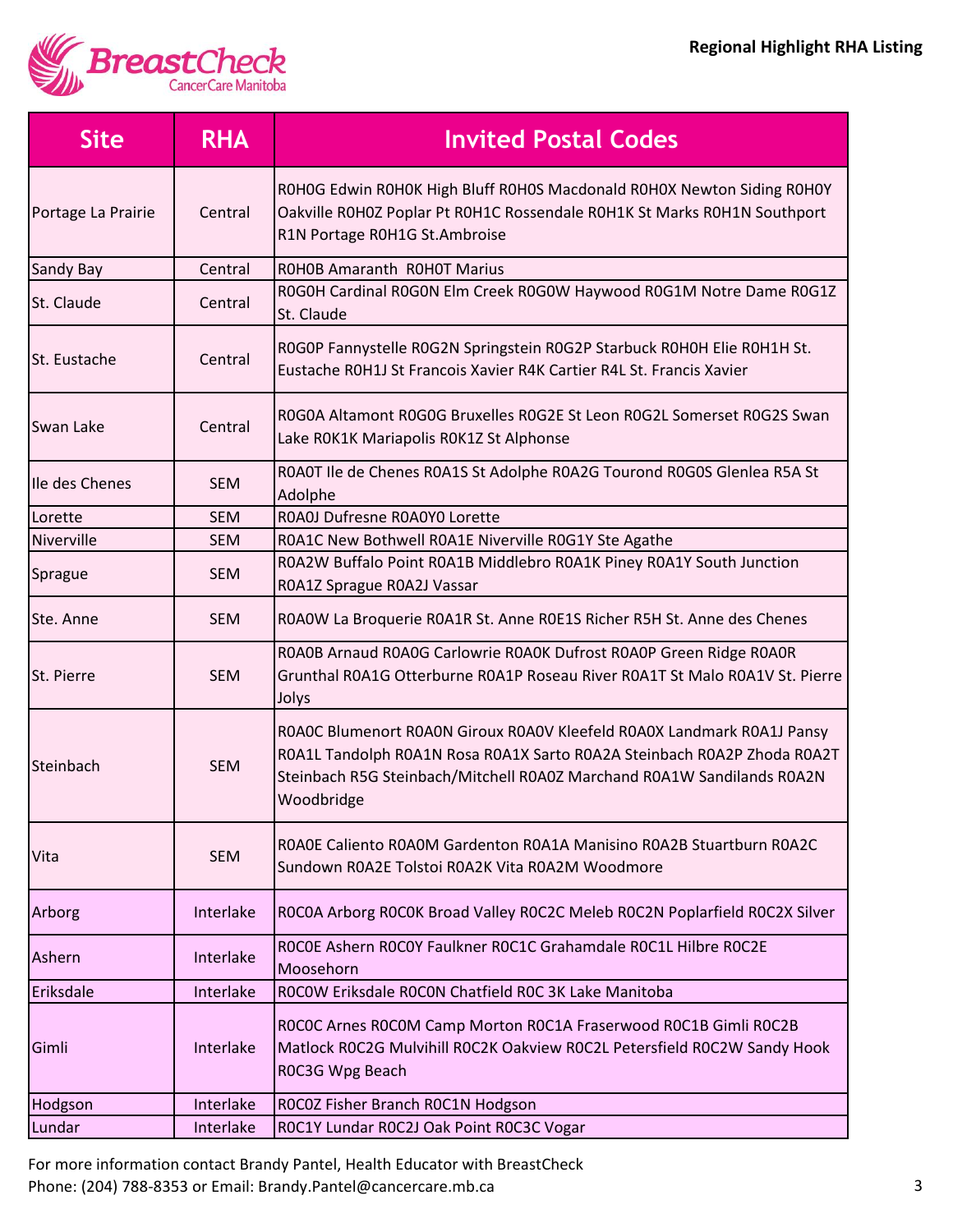**Regional Highlight RHA Listing**

| Site | RHA | Invited Postal Codes |
|---|---|---|
| Portage La Prairie | Central | R0H0G Edwin R0H0K High Bluff R0H0S Macdonald R0H0X Newton Siding R0H0Y Oakville R0H0Z Poplar Pt R0H1C Rossendale R0H1K St Marks R0H1N Southport R1N Portage R0H1G St.Ambroise |
| Sandy Bay | Central | R0H0B Amaranth R0H0T Marius |
| St. Claude | Central | R0G0H Cardinal R0G0N Elm Creek R0G0W Haywood R0G1M Notre Dame R0G1Z St. Claude |
| St. Eustache | Central | R0G0P Fannystelle R0G2N Springstein R0G2P Starbuck R0H0H Elie R0H1H St. Eustache R0H1J St Francois Xavier R4K Cartier R4L St. Francis Xavier |
| Swan Lake | Central | R0G0A Altamont R0G0G Bruxelles R0G2E St Leon R0G2L Somerset R0G2S Swan Lake R0K1K Mariapolis R0K1Z St Alphonse |
| Ile des Chenes | SEM | R0A0T Ile de Chenes R0A1S St Adolphe R0A2G Tourond R0G0S Glenlea R5A St Adolphe |
| Lorette | SEM | R0A0J Dufresne R0A0Y0 Lorette |
| Niverville | SEM | R0A1C New Bothwell R0A1E Niverville R0G1Y Ste Agathe |
| Sprague | SEM | R0A2W Buffalo Point R0A1B Middlebro R0A1K Piney R0A1Y South Junction R0A1Z Sprague R0A2J Vassar |
| Ste. Anne | SEM | R0A0W La Broquerie R0A1R St. Anne R0E1S Richer R5H St. Anne des Chenes |
| St. Pierre | SEM | R0A0B Arnaud R0A0G Carlowrie R0A0K Dufrost R0A0P Green Ridge R0A0R Grunthal R0A1G Otterburne R0A1P Roseau River R0A1T St Malo R0A1V St. Pierre Jolys |
| Steinbach | SEM | R0A0C Blumenort R0A0N Giroux R0A0V Kleefeld R0A0X Landmark R0A1J Pansy R0A1L Tandolph R0A1N Rosa R0A1X Sarto R0A2A Steinbach R0A2P Zhoda R0A2T Steinbach R5G Steinbach/Mitchell R0A0Z Marchand R0A1W Sandilands R0A2N Woodbridge |
| Vita | SEM | R0A0E Caliento R0A0M Gardenton R0A1A Manisino R0A2B Stuartburn R0A2C Sundown R0A2E Tolstoi R0A2K Vita R0A2M Woodmore |
| Arborg | Interlake | R0C0A Arborg R0C0K Broad Valley R0C2C Meleb R0C2N Poplarfield R0C2X Silver |
| Ashern | Interlake | R0C0E Ashern R0C0Y Faulkner R0C1C Grahamdale R0C1L Hilbre R0C2E Moosehorn |
| Eriksdale | Interlake | R0C0W Eriksdale R0C0N Chatfield R0C 3K Lake Manitoba |
| Gimli | Interlake | R0C0C Arnes R0C0M Camp Morton R0C1A Fraserwood R0C1B Gimli R0C2B Matlock R0C2G Mulvihill R0C2K Oakview R0C2L Petersfield R0C2W Sandy Hook R0C3G Wpg Beach |
| Hodgson | Interlake | R0C0Z Fisher Branch R0C1N Hodgson |
| Lundar | Interlake | R0C1Y Lundar R0C2J Oak Point R0C3C Vogar |

For more information contact Brandy Pantel, Health Educator with BreastCheck
Phone: (204) 788-8353 or Email: Brandy.Pantel@cancercare.mb.ca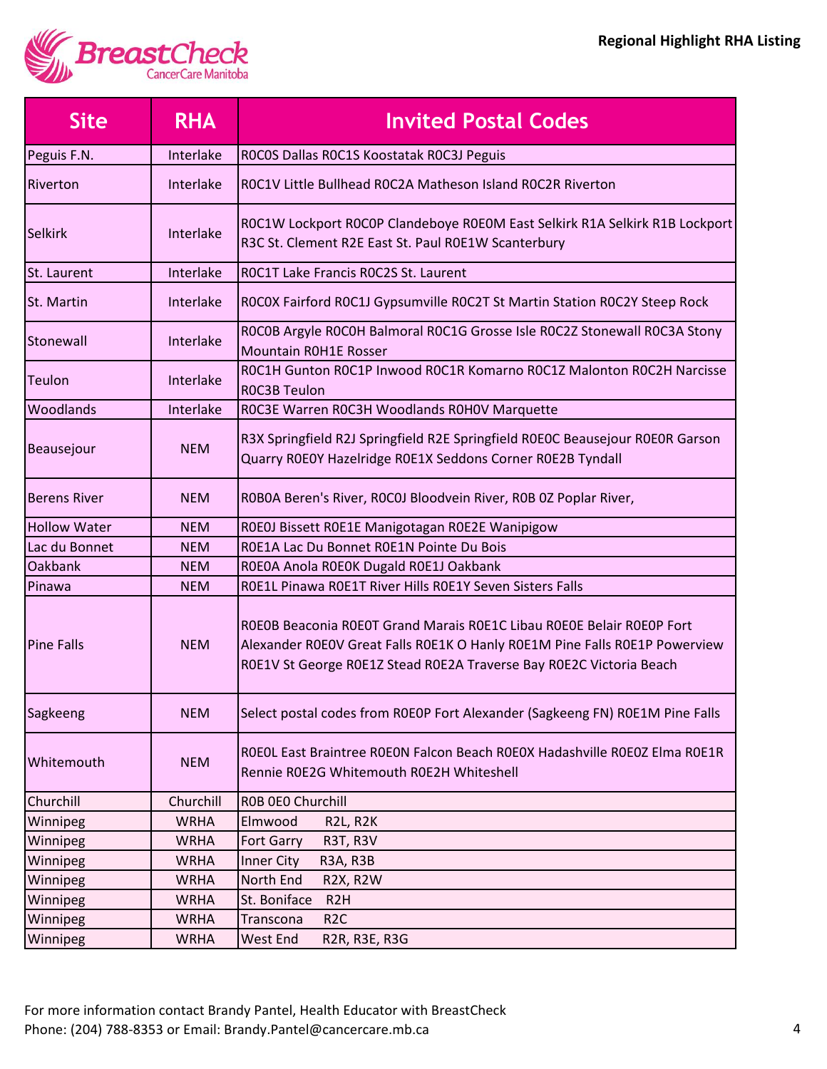**Regional Highlight RHA Listing**

| Site | RHA | Invited Postal Codes |
|---|---|---|
| Peguis F.N. | Interlake | R0C0S Dallas R0C1S Koostatak R0C3J Peguis |
| Riverton | Interlake | R0C1V Little Bullhead R0C2A Matheson Island R0C2R Riverton |
| Selkirk | Interlake | R0C1W Lockport R0C0P Clandeboye R0E0M East Selkirk R1A Selkirk R1B Lockport R3C St. Clement R2E East St. Paul R0E1W Scanterbury |
| St. Laurent | Interlake | R0C1T Lake Francis R0C2S St. Laurent |
| St. Martin | Interlake | R0C0X Fairford R0C1J Gypsumville R0C2T St Martin Station R0C2Y Steep Rock |
| Stonewall | Interlake | R0C0B Argyle R0C0H Balmoral R0C1G Grosse Isle R0C2Z Stonewall R0C3A Stony Mountain R0H1E Rosser |
| Teulon | Interlake | R0C1H Gunton R0C1P Inwood R0C1R Komarno R0C1Z Malonton R0C2H Narcisse R0C3B Teulon |
| Woodlands | Interlake | R0C3E Warren R0C3H Woodlands R0H0V Marquette |
| Beausejour | NEM | R3X Springfield R2J Springfield R2E Springfield R0E0C Beausejour R0E0R Garson Quarry R0E0Y Hazelridge R0E1X Seddons Corner R0E2B Tyndall |
| Berens River | NEM | R0B0A Beren's River, R0C0J Bloodvein River, R0B 0Z Poplar River, |
| Hollow Water | NEM | R0E0J Bissett R0E1E Manigotagan R0E2E Wanipigow |
| Lac du Bonnet | NEM | R0E1A Lac Du Bonnet R0E1N Pointe Du Bois |
| Oakbank | NEM | R0E0A Anola R0E0K Dugald R0E1J Oakbank |
| Pinawa | NEM | R0E1L Pinawa R0E1T River Hills R0E1Y Seven Sisters Falls |
| Pine Falls | NEM | R0E0B Beaconia R0E0T Grand Marais R0E1C Libau R0E0E Belair R0E0P Fort Alexander R0E0V Great Falls R0E1K O Hanly R0E1M Pine Falls R0E1P Powerview R0E1V St George R0E1Z Stead R0E2A Traverse Bay R0E2C Victoria Beach |
| Sagkeeng | NEM | Select postal codes from R0E0P Fort Alexander (Sagkeeng FN) R0E1M Pine Falls |
| Whitemouth | NEM | R0E0L East Braintree R0E0N Falcon Beach R0E0X Hadashville R0E0Z Elma R0E1R Rennie R0E2G Whitemouth R0E2H Whiteshell |
| Churchill | Churchill | R0B 0E0 Churchill |
| Winnipeg | WRHA | Elmwood R2L, R2K |
| Winnipeg | WRHA | Fort Garry R3T, R3V |
| Winnipeg | WRHA | Inner City R3A, R3B |
| Winnipeg | WRHA | North End R2X, R2W |
| Winnipeg | WRHA | St. Boniface R2H |
| Winnipeg | WRHA | Transcona R2C |
| Winnipeg | WRHA | West End R2R, R3E, R3G |

For more information contact Brandy Pantel, Health Educator with BreastCheck
Phone: (204) 788-8353 or Email: Brandy.Pantel@cancercare.mb.ca